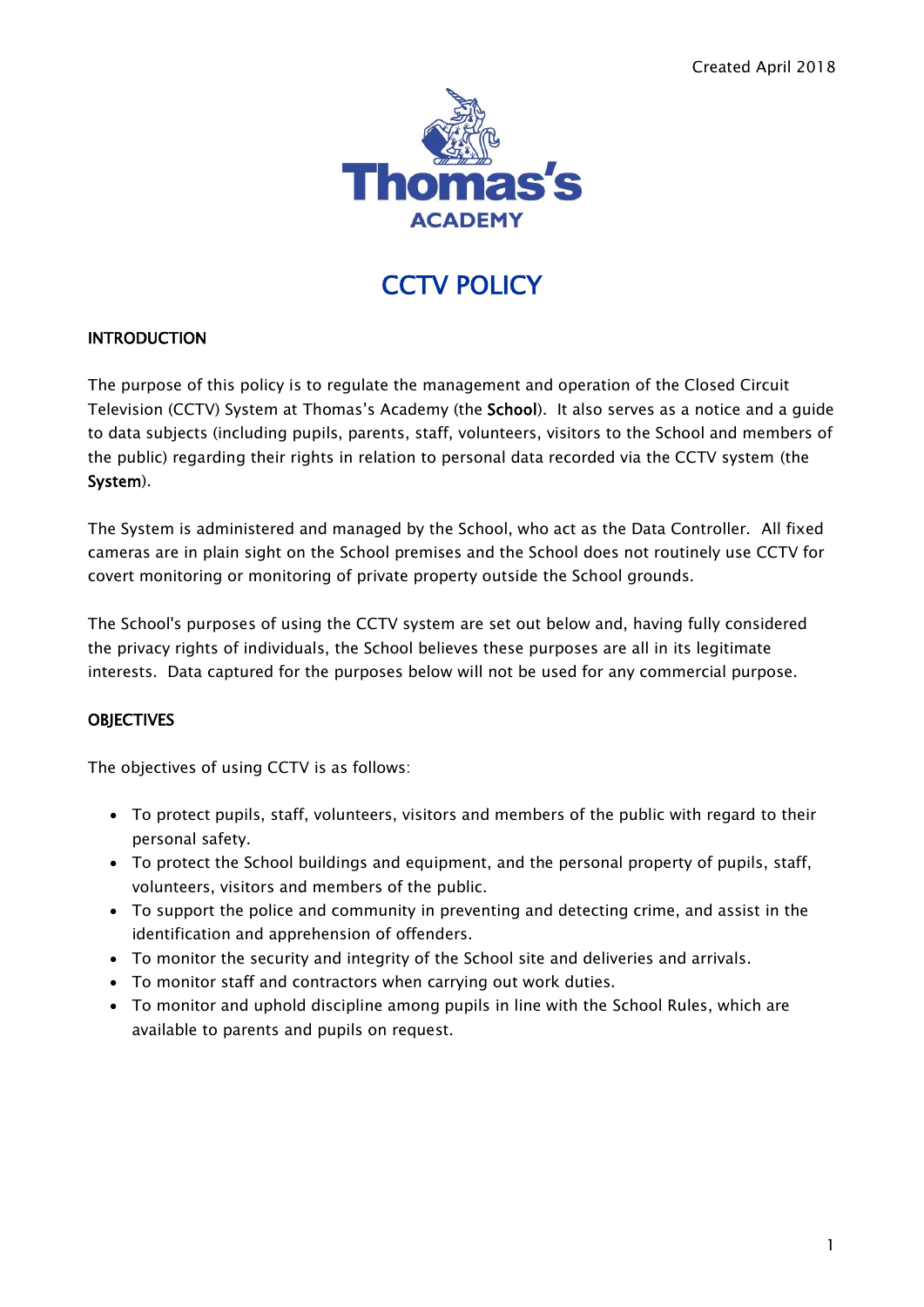Created April 2018

Thomas's ACADEMY

# CCTV POLICY

## INTRODUCTION

The purpose of this policy is to regulate the management and operation of the Closed Circuit Television (CCTV) System at Thomas's Academy (the **School**). It also serves as a notice and a guide to data subjects (including pupils, parents, staff, volunteers, visitors to the School and members of the public) regarding their rights in relation to personal data recorded via the CCTV system (the **System**).

The System is administered and managed by the School, who act as the Data Controller. All fixed cameras are in plain sight on the School premises and the School does not routinely use CCTV for covert monitoring or monitoring of private property outside the School grounds.

The School's purposes of using the CCTV system are set out below and, having fully considered the privacy rights of individuals, the School believes these purposes are all in its legitimate interests. Data captured for the purposes below will not be used for any commercial purpose.

## OBJECTIVES

The objectives of using CCTV is as follows:

- To protect pupils, staff, volunteers, visitors and members of the public with regard to their personal safety.
- To protect the School buildings and equipment, and the personal property of pupils, staff, volunteers, visitors and members of the public.
- To support the police and community in preventing and detecting crime, and assist in the identification and apprehension of offenders.
- To monitor the security and integrity of the School site and deliveries and arrivals.
- To monitor staff and contractors when carrying out work duties.
- To monitor and uphold discipline among pupils in line with the School Rules, which are available to parents and pupils on request.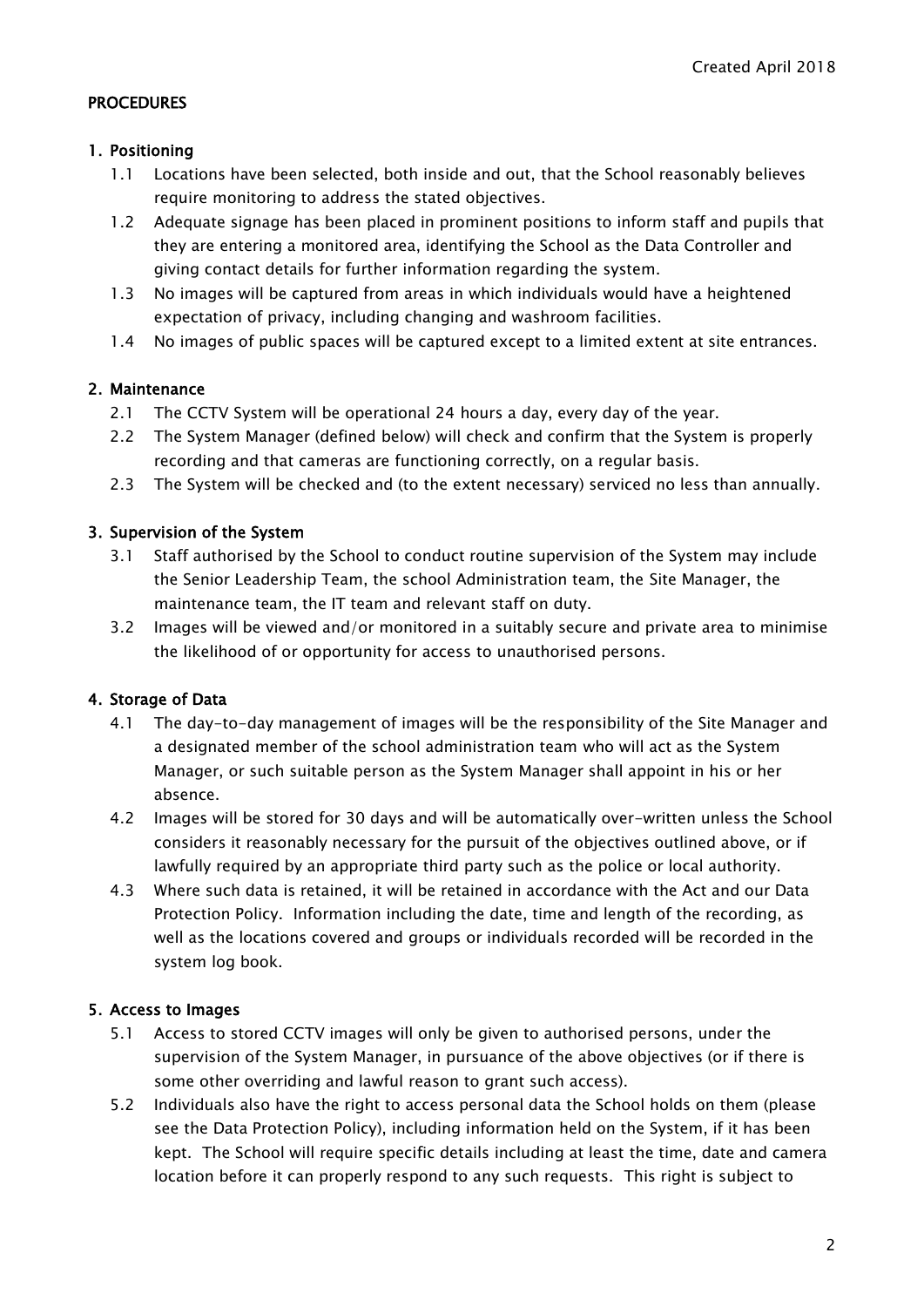Created April 2018

**PROCEDURES**

## 1. Positioning

1.1 Locations have been selected, both inside and out, that the School reasonably believes require monitoring to address the stated objectives.

1.2 Adequate signage has been placed in prominent positions to inform staff and pupils that they are entering a monitored area, identifying the School as the Data Controller and giving contact details for further information regarding the system.

1.3 No images will be captured from areas in which individuals would have a heightened expectation of privacy, including changing and washroom facilities.

1.4 No images of public spaces will be captured except to a limited extent at site entrances.

## 2. Maintenance

2.1 The CCTV System will be operational 24 hours a day, every day of the year.

2.2 The System Manager (defined below) will check and confirm that the System is properly recording and that cameras are functioning correctly, on a regular basis.

2.3 The System will be checked and (to the extent necessary) serviced no less than annually.

## 3. Supervision of the System

3.1 Staff authorised by the School to conduct routine supervision of the System may include the Senior Leadership Team, the school Administration team, the Site Manager, the maintenance team, the IT team and relevant staff on duty.

3.2 Images will be viewed and/or monitored in a suitably secure and private area to minimise the likelihood of or opportunity for access to unauthorised persons.

## 4. Storage of Data

4.1 The day-to-day management of images will be the responsibility of the Site Manager and a designated member of the school administration team who will act as the System Manager, or such suitable person as the System Manager shall appoint in his or her absence.

4.2 Images will be stored for 30 days and will be automatically over-written unless the School considers it reasonably necessary for the pursuit of the objectives outlined above, or if lawfully required by an appropriate third party such as the police or local authority.

4.3 Where such data is retained, it will be retained in accordance with the Act and our Data Protection Policy. Information including the date, time and length of the recording, as well as the locations covered and groups or individuals recorded will be recorded in the system log book.

## 5. Access to Images

5.1 Access to stored CCTV images will only be given to authorised persons, under the supervision of the System Manager, in pursuance of the above objectives (or if there is some other overriding and lawful reason to grant such access).

5.2 Individuals also have the right to access personal data the School holds on them (please see the Data Protection Policy), including information held on the System, if it has been kept. The School will require specific details including at least the time, date and camera location before it can properly respond to any such requests. This right is subject to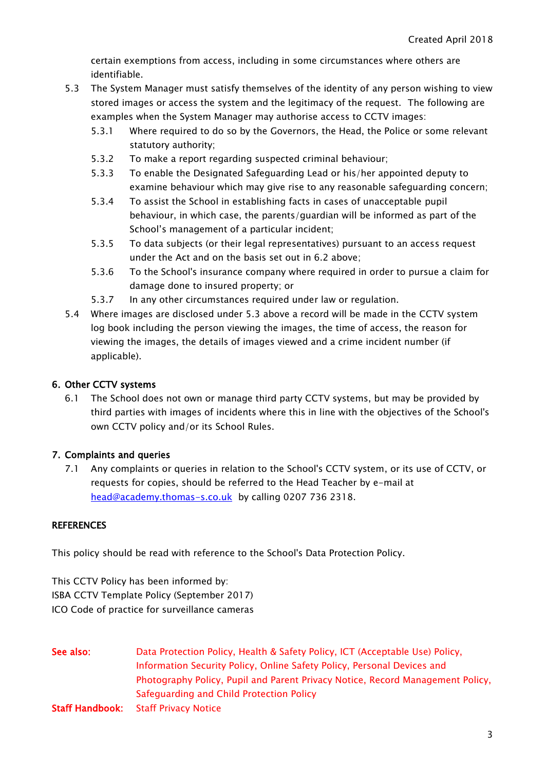certain exemptions from access, including in some circumstances where others are identifiable.

5.3 The System Manager must satisfy themselves of the identity of any person wishing to view stored images or access the system and the legitimacy of the request. The following are examples when the System Manager may authorise access to CCTV images:

- 5.3.1 Where required to do so by the Governors, the Head, the Police or some relevant statutory authority;
- 5.3.2 To make a report regarding suspected criminal behaviour;
- 5.3.3 To enable the Designated Safeguarding Lead or his/her appointed deputy to examine behaviour which may give rise to any reasonable safeguarding concern;
- 5.3.4 To assist the School in establishing facts in cases of unacceptable pupil behaviour, in which case, the parents/guardian will be informed as part of the School's management of a particular incident;
- 5.3.5 To data subjects (or their legal representatives) pursuant to an access request under the Act and on the basis set out in 6.2 above;
- 5.3.6 To the School's insurance company where required in order to pursue a claim for damage done to insured property; or
- 5.3.7 In any other circumstances required under law or regulation.

5.4 Where images are disclosed under 5.3 above a record will be made in the CCTV system log book including the person viewing the images, the time of access, the reason for viewing the images, the details of images viewed and a crime incident number (if applicable).

## 6. Other CCTV systems

6.1 The School does not own or manage third party CCTV systems, but may be provided by third parties with images of incidents where this in line with the objectives of the School's own CCTV policy and/or its School Rules.

## 7. Complaints and queries

7.1 Any complaints or queries in relation to the School's CCTV system, or its use of CCTV, or requests for copies, should be referred to the Head Teacher by e-mail at head@academy.thomas-s.co.uk by calling 0207 736 2318.

## REFERENCES

This policy should be read with reference to the School's Data Protection Policy.

This CCTV Policy has been informed by:
ISBA CCTV Template Policy (September 2017)
ICO Code of practice for surveillance cameras

**See also:** Data Protection Policy, Health & Safety Policy, ICT (Acceptable Use) Policy, Information Security Policy, Online Safety Policy, Personal Devices and Photography Policy, Pupil and Parent Privacy Notice, Record Management Policy, Safeguarding and Child Protection Policy

**Staff Handbook:** Staff Privacy Notice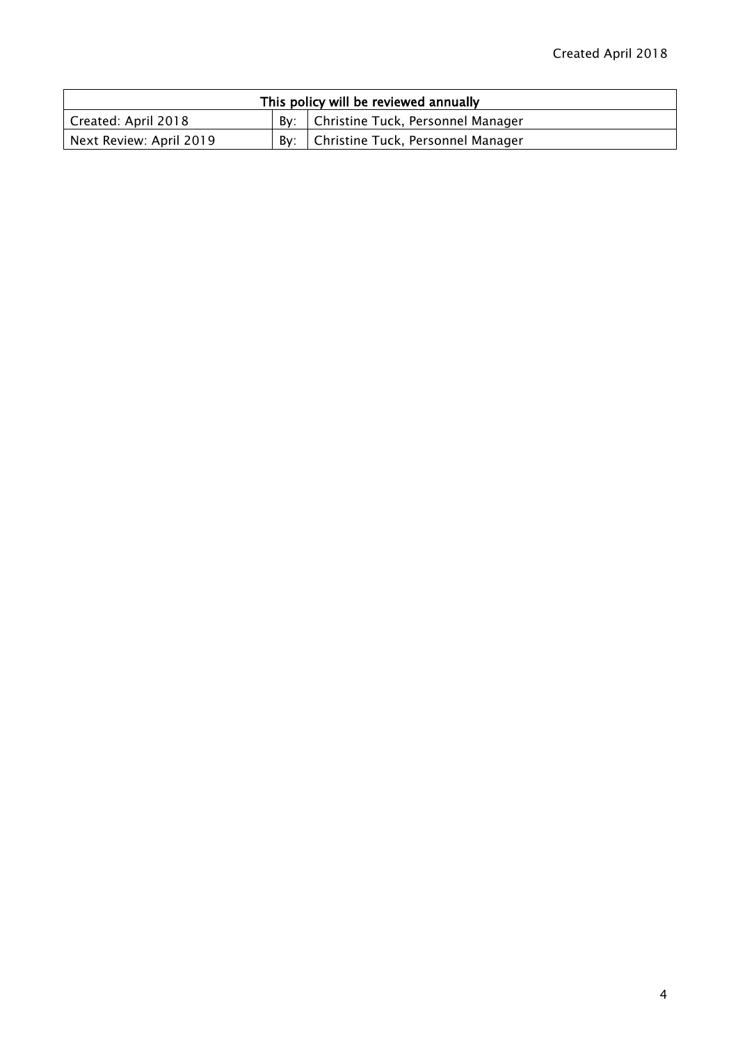| This policy will be reviewed annually | | |
|---|---|---|
| Created: April 2018 | By: | Christine Tuck, Personnel Manager |
| Next Review: April 2019 | By: | Christine Tuck, Personnel Manager |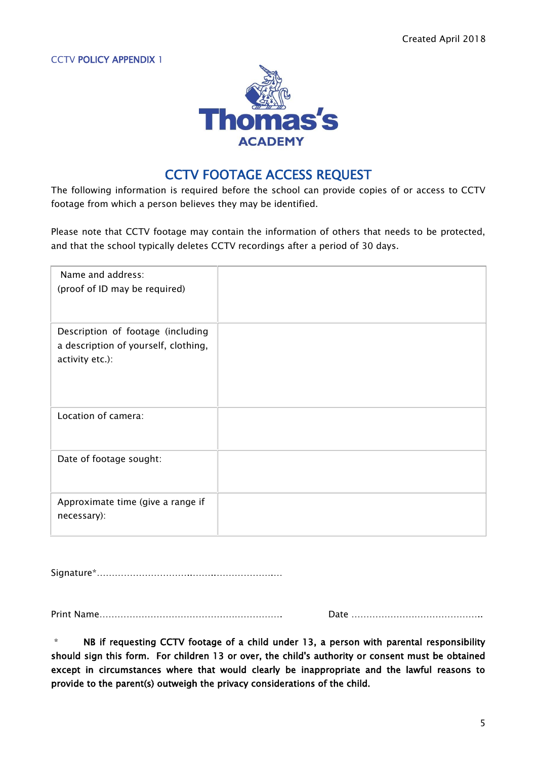Created April 2018

CCTV **POLICY APPENDIX** 1

Thomas's
ACADEMY

# CCTV FOOTAGE ACCESS REQUEST

The following information is required before the school can provide copies of or access to CCTV footage from which a person believes they may be identified.

Please note that CCTV footage may contain the information of others that needs to be protected, and that the school typically deletes CCTV recordings after a period of 30 days.

| | |
|---|---|
| Name and address:<br>(proof of ID may be required) | |
| Description of footage (including a description of yourself, clothing, activity etc.): | |
| Location of camera: | |
| Date of footage sought: | |
| Approximate time (give a range if necessary): | |

Signature*…………………………………………………………

Print Name…………………………………………………… Date ……………………………………..

\* **NB if requesting CCTV footage of a child under 13, a person with parental responsibility should sign this form. For children 13 or over, the child's authority or consent must be obtained except in circumstances where that would clearly be inappropriate and the lawful reasons to provide to the parent(s) outweigh the privacy considerations of the child.**